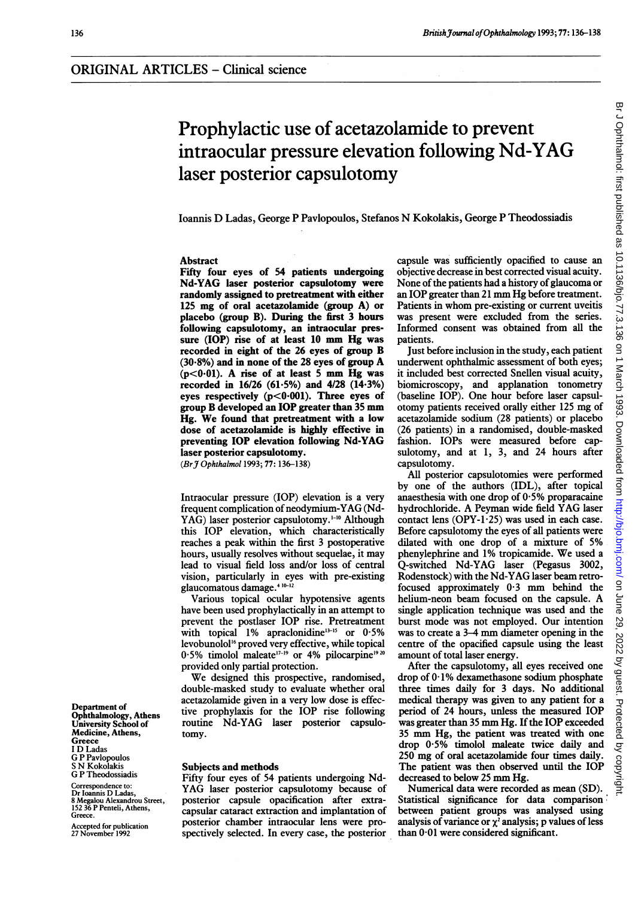ORIGINAL ARTICLES – Clinical science

# Prophylactic use of acetazolamide to prevent intraocular pressure elevation following Nd-YAG laser posterior capsulotomy

Ioannis D Ladas, George P Pavlopoulos, Stefanos N Kokolakis, George P Theodossiadis

## Abstract

**Fifty four eyes of 54 patients undergoing Nd-YAG laser posterior capsulotomy were randomly assigned to pretreatment with either 125 mg of oral acetazolamide (group A) or placebo (group B). During the first 3 hours following capsulotomy, an intraocular pressure (IOP) rise of at least 10 mm Hg was recorded in eight of the 26 eyes of group B (30·8%) and in none of the 28 eyes of group A ($p<0·01$). A rise of at least 5 mm Hg was recorded in 16/26 (61·5%) and 4/28 (14·3%) eyes respectively ($p<0·001$). Three eyes of group B developed an IOP greater than 35 mm Hg. We found that pretreatment with a low dose of acetazolamide is highly effective in preventing IOP elevation following Nd-YAG laser posterior capsulotomy.**

(*Br J Ophthalmol* 1993; 77: 136–138)

Intraocular pressure (IOP) elevation is a very frequent complication of neodymium-YAG (Nd-YAG) laser posterior capsulotomy.[1-10] Although this IOP elevation, which characteristically reaches a peak within the first 3 postoperative hours, usually resolves without sequelae, it may lead to visual field loss and/or loss of central vision, particularly in eyes with pre-existing glaucomatous damage.[4 10-12]

Various topical ocular hypotensive agents have been used prophylactically in an attempt to prevent the postlaser IOP rise. Pretreatment with topical 1% apraclonidine[13-15] or 0·5% levobunolol[16] proved very effective, while topical 0·5% timolol maleate[17-19] or 4% pilocarpine[19 20] provided only partial protection.

We designed this prospective, randomised, double-masked study to evaluate whether oral acetazolamide given in a very low dose is effective prophylaxis for the IOP rise following routine Nd-YAG laser posterior capsulotomy.

## Subjects and methods

Fifty four eyes of 54 patients undergoing Nd-YAG laser posterior capsulotomy because of posterior capsule opacification after extracapsular cataract extraction and implantation of posterior chamber intraocular lens were prospectively selected. In every case, the posterior capsule was sufficiently opacified to cause an objective decrease in best corrected visual acuity. None of the patients had a history of glaucoma or an IOP greater than 21 mm Hg before treatment. Patients in whom pre-existing or current uveitis was present were excluded from the series. Informed consent was obtained from all the patients.

Just before inclusion in the study, each patient underwent ophthalmic assessment of both eyes; it included best corrected Snellen visual acuity, biomicroscopy, and applanation tonometry (baseline IOP). One hour before laser capsulotomy patients received orally either 125 mg of acetazolamide sodium (28 patients) or placebo (26 patients) in a randomised, double-masked fashion. IOPs were measured before capsulotomy, and at 1, 3, and 24 hours after capsulotomy.

All posterior capsulotomies were performed by one of the authors (IDL), after topical anaesthesia with one drop of 0·5% proparacaine hydrochloride. A Peyman wide field YAG laser contact lens (OPY-1·25) was used in each case. Before capsulotomy the eyes of all patients were dilated with one drop of a mixture of 5% phenylephrine and 1% tropicamide. We used a Q-switched Nd-YAG laser (Pegasus 3002, Rodenstock) with the Nd-YAG laser beam retrofocused approximately 0·3 mm behind the helium-neon beam focused on the capsule. A single application technique was used and the burst mode was not employed. Our intention was to create a 3–4 mm diameter opening in the centre of the opacified capsule using the least amount of total laser energy.

After the capsulotomy, all eyes received one drop of 0·1% dexamethasone sodium phosphate three times daily for 3 days. No additional medical therapy was given to any patient for a period of 24 hours, unless the measured IOP was greater than 35 mm Hg. If the IOP exceeded 35 mm Hg, the patient was treated with one drop 0·5% timolol maleate twice daily and 250 mg of oral acetazolamide four times daily. The patient was then observed until the IOP decreased to below 25 mm Hg.

Numerical data were recorded as mean (SD). Statistical significance for data comparison between patient groups was analysed using analysis of variance or $\chi^2$ analysis; p values of less than 0·01 were considered significant.

Department of Ophthalmology, Athens University School of Medicine, Athens, Greece
I D Ladas
G P Pavlopoulos
S N Kokolakis
G P Theodossiadis

Correspondence to:
Dr Ioannis D Ladas,
8 Megalou Alexandrou Street, 152 36 P Penteli, Athens, Greece.

Accepted for publication 27 November 1992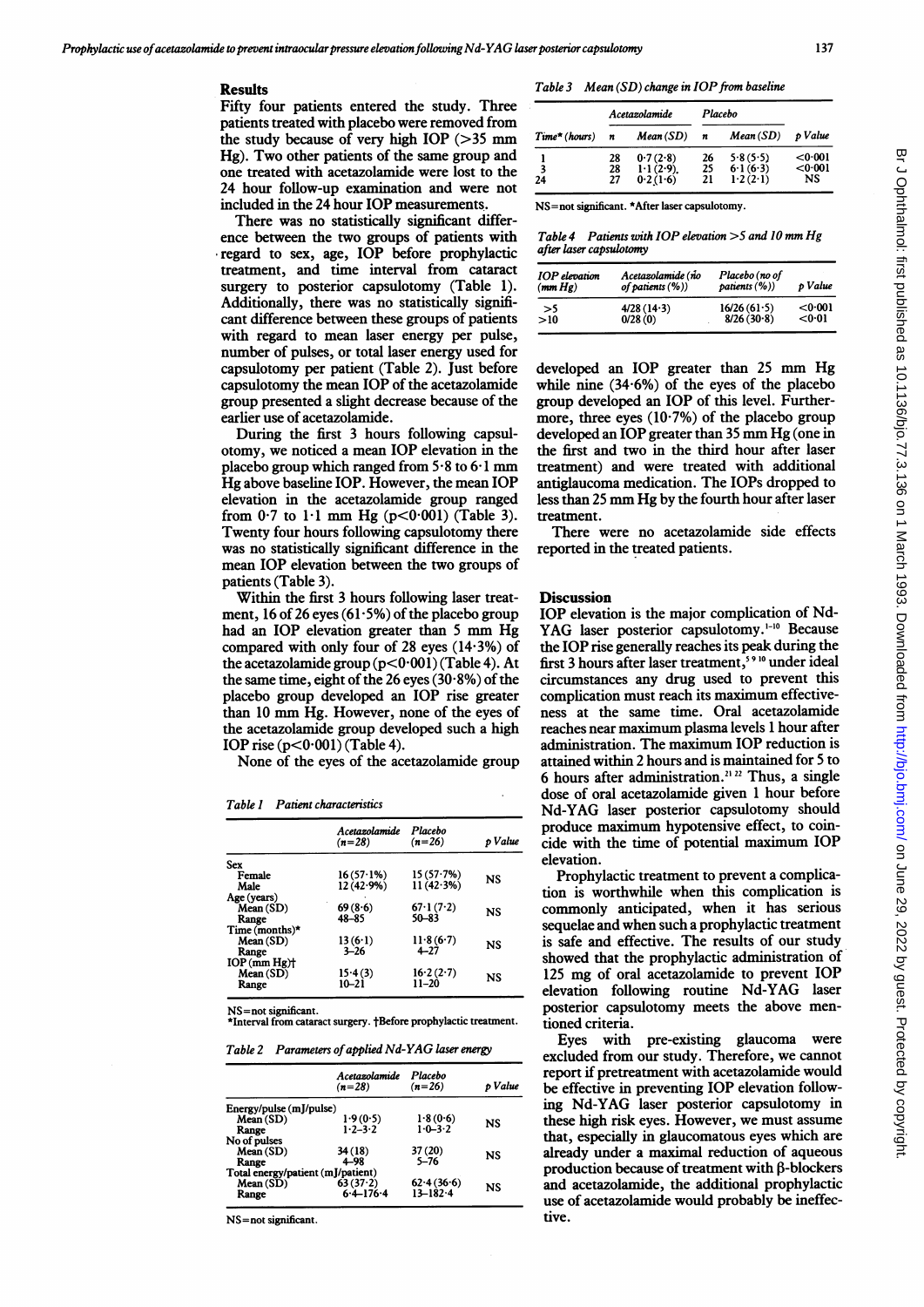## Results

Fifty four patients entered the study. Three patients treated with placebo were removed from the study because of very high IOP (>35 mm Hg). Two other patients of the same group and one treated with acetazolamide were lost to the 24 hour follow-up examination and were not included in the 24 hour IOP measurements.

There was no statistically significant difference between the two groups of patients with regard to sex, age, IOP before prophylactic treatment, and time interval from cataract surgery to posterior capsulotomy (Table 1). Additionally, there was no statistically significant difference between these groups of patients with regard to mean laser energy per pulse, number of pulses, or total laser energy used for capsulotomy per patient (Table 2). Just before capsulotomy the mean IOP of the acetazolamide group presented a slight decrease because of the earlier use of acetazolamide.

During the first 3 hours following capsulotomy, we noticed a mean IOP elevation in the placebo group which ranged from 5·8 to 6·1 mm Hg above baseline IOP. However, the mean IOP elevation in the acetazolamide group ranged from 0·7 to 1·1 mm Hg ($p<0·001$) (Table 3). Twenty four hours following capsulotomy there was no statistically significant difference in the mean IOP elevation between the two groups of patients (Table 3).

Within the first 3 hours following laser treatment, 16 of 26 eyes (61·5%) of the placebo group had an IOP elevation greater than 5 mm Hg compared with only four of 28 eyes (14·3%) of the acetazolamide group ($p<0·001$) (Table 4). At the same time, eight of the 26 eyes (30·8%) of the placebo group developed an IOP rise greater than 10 mm Hg. However, none of the eyes of the acetazolamide group developed such a high IOP rise ($p<0·001$) (Table 4).

None of the eyes of the acetazolamide group developed an IOP greater than 25 mm Hg while nine (34·6%) of the eyes of the placebo group developed an IOP of this level. Furthermore, three eyes (10·7%) of the placebo group developed an IOP greater than 35 mm Hg (one in the first and two in the third hour after laser treatment) and were treated with additional antiglaucoma medication. The IOPs dropped to less than 25 mm Hg by the fourth hour after laser treatment.

There were no acetazolamide side effects reported in the treated patients.

*Table 1 Patient characteristics*

| | Acetazolamide (n=28) | Placebo (n=26) | p Value |
|---|---|---|---|
| Sex | | | |
| Female | 16 (57·1%) | 15 (57·7%) | NS |
| Male | 12 (42·9%) | 11 (42·3%) | |
| Age (years) | | | |
| Mean (SD) | 69 (8·6) | 67·1 (7·2) | NS |
| Range | 48–85 | 50–83 | |
| Time (months)* | | | |
| Mean (SD) | 13 (6·1) | 11·8 (6·7) | NS |
| Range | 3–26 | 4–27 | |
| IOP (mm Hg)† | | | |
| Mean (SD) | 15·4 (3) | 16·2 (2·7) | NS |
| Range | 10–21 | 11–20 | |

NS=not significant.
*Interval from cataract surgery. †Before prophylactic treatment.

*Table 2 Parameters of applied Nd-YAG laser energy*

| | Acetazolamide (n=28) | Placebo (n=26) | p Value |
|---|---|---|---|
| Energy/pulse (mJ/pulse) | | | |
| Mean (SD) | 1·9 (0·5) | 1·8 (0·6) | NS |
| Range | 1·2–3·2 | 1·0–3·2 | |
| No of pulses | | | |
| Mean (SD) | 34 (18) | 37 (20) | NS |
| Range | 4–98 | 5–76 | |
| Total energy/patient (mJ/patient) | | | |
| Mean (SD) | 63 (37·2) | 62·4 (36·6) | NS |
| Range | 6·4–176·4 | 13–182·4 | |

NS=not significant.

*Table 3 Mean (SD) change in IOP from baseline*

| | Acetazolamide | | Placebo | | |
|---|---|---|---|---|---|
| Time* (hours) | n | Mean (SD) | n | Mean (SD) | p Value |
| 1 | 28 | 0·7 (2·8) | 26 | 5·8 (5·5) | <0·001 |
| 3 | 28 | 1·1 (2·9) | 25 | 6·1 (6·3) | <0·001 |
| 24 | 27 | 0·2 (1·6) | 21 | 1·2 (2·1) | NS |

NS=not significant. *After laser capsulotomy.

*Table 4 Patients with IOP elevation >5 and 10 mm Hg after laser capsulotomy*

| IOP elevation (mm Hg) | Acetazolamide (no of patients (%)) | Placebo (no of patients (%)) | p Value |
|---|---|---|---|
| >5 | 4/28 (14·3) | 16/26 (61·5) | <0·001 |
| >10 | 0/28 (0) | 8/26 (30·8) | <0·01 |

## Discussion

IOP elevation is the major complication of Nd-YAG laser posterior capsulotomy.[1–10] Because the IOP rise generally reaches its peak during the first 3 hours after laser treatment,[5 9 10] under ideal circumstances any drug used to prevent this complication must reach its maximum effectiveness at the same time. Oral acetazolamide reaches near maximum plasma levels 1 hour after administration. The maximum IOP reduction is attained within 2 hours and is maintained for 5 to 6 hours after administration.[21 22] Thus, a single dose of oral acetazolamide given 1 hour before Nd-YAG laser posterior capsulotomy should produce maximum hypotensive effect, to coincide with the time of potential maximum IOP elevation.

Prophylactic treatment to prevent a complication is worthwhile when this complication is commonly anticipated, when it has serious sequelae and when such a prophylactic treatment is safe and effective. The results of our study showed that the prophylactic administration of 125 mg of oral acetazolamide to prevent IOP elevation following routine Nd-YAG laser posterior capsulotomy meets the above mentioned criteria.

Eyes with pre-existing glaucoma were excluded from our study. Therefore, we cannot report if pretreatment with acetazolamide would be effective in preventing IOP elevation following Nd-YAG laser posterior capsulotomy in these high risk eyes. However, we must assume that, especially in glaucomatous eyes which are already under a maximal reduction of aqueous production because of treatment with β-blockers and acetazolamide, the additional prophylactic use of acetazolamide would probably be ineffective.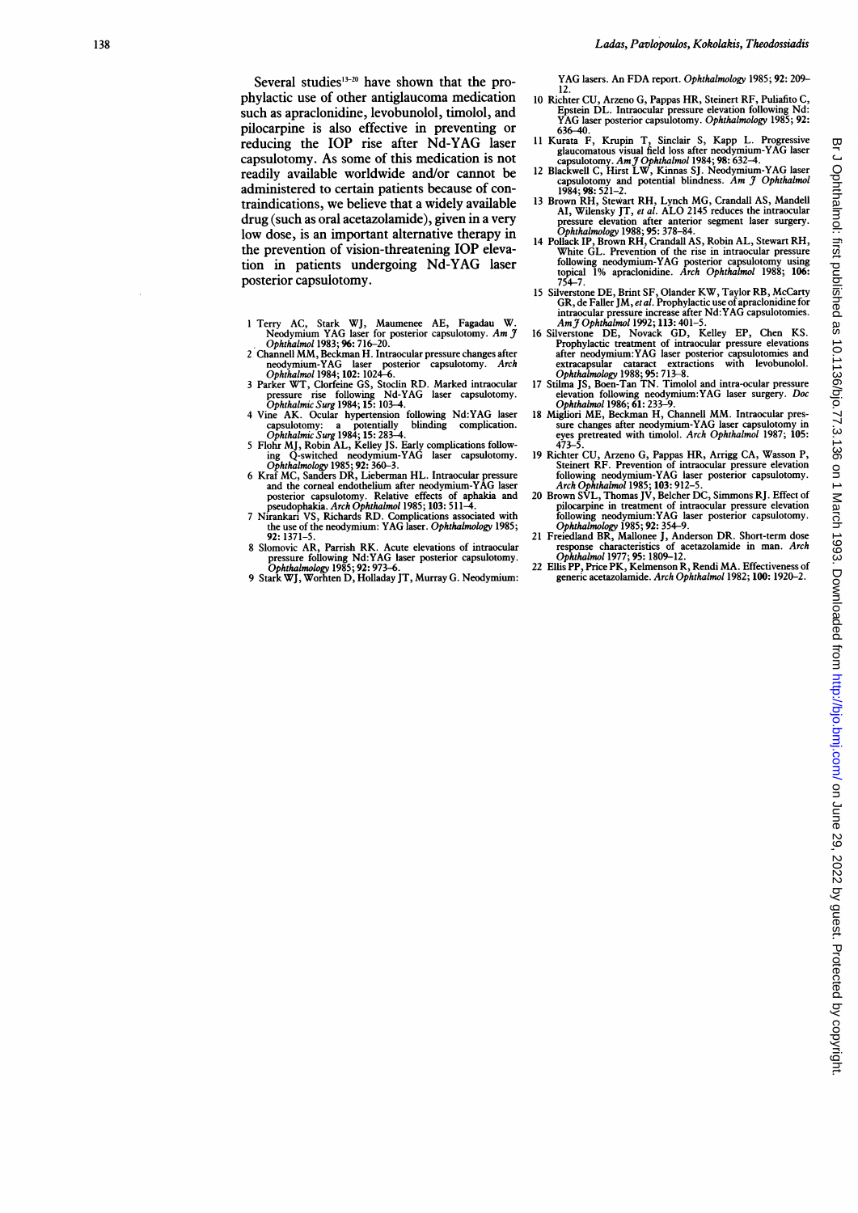Several studies[13-20] have shown that the prophylactic use of other antiglaucoma medication such as apraclonidine, levobunolol, timolol, and pilocarpine is also effective in preventing or reducing the IOP rise after Nd-YAG laser capsulotomy. As some of this medication is not readily available worldwide and/or cannot be administered to certain patients because of contraindications, we believe that a widely available drug (such as oral acetazolamide), given in a very low dose, is an important alternative therapy in the prevention of vision-threatening IOP elevation in patients undergoing Nd-YAG laser posterior capsulotomy.

1 Terry AC, Stark WJ, Maumenee AE, Fagadau W. Neodymium YAG laser for posterior capsulotomy. *Am J Ophthalmol* 1983; **96**: 716–20.
2 Channell MM, Beckman H. Intraocular pressure changes after neodymium-YAG laser posterior capsulotomy. *Arch Ophthalmol* 1984; **102**: 1024–6.
3 Parker WT, Clorfeine GS, Stoclin RD. Marked intraocular pressure rise following Nd-YAG laser capsulotomy. *Ophthalmic Surg* 1984; **15**: 103–4.
4 Vine AK. Ocular hypertension following Nd:YAG laser capsulotomy: a potentially blinding complication. *Ophthalmic Surg* 1984; **15**: 283–4.
5 Flohr MJ, Robin AL, Kelley JS. Early complications following Q-switched neodymium-YAG laser capsulotomy. *Ophthalmology* 1985; **92**: 360–3.
6 Kraf MC, Sanders DR, Lieberman HL. Intraocular pressure and the corneal endothelium after neodymium-YAG laser posterior capsulotomy. Relative effects of aphakia and pseudophakia. *Arch Ophthalmol* 1985; **103**: 511–4.
7 Nirankari VS, Richards RD. Complications associated with the use of the neodymium: YAG laser. *Ophthalmology* 1985; **92**: 1371–5.
8 Slomovic AR, Parrish RK. Acute elevations of intraocular pressure following Nd:YAG laser posterior capsulotomy. *Ophthalmology* 1985; **92**: 973–6.
9 Stark WJ, Worhten D, Holladay JT, Murray G. Neodymium: YAG lasers. An FDA report. *Ophthalmology* 1985; **92**: 209–12.
10 Richter CU, Arzeno G, Pappas HR, Steinert RF, Puliafito C, Epstein DL. Intraocular pressure elevation following Nd: YAG laser posterior capsulotomy. *Ophthalmology* 1985; **92**: 636–40.
11 Kurata F, Krupin T, Sinclair S, Kapp L. Progressive glaucomatous visual field loss after neodymium-YAG laser capsulotomy. *Am J Ophthalmol* 1984; **98**: 632–4.
12 Blackwell C, Hirst LW, Kinnas SJ. Neodymium-YAG laser capsulotomy and potential blindness. *Am J Ophthalmol* 1984; **98**: 521–2.
13 Brown RH, Stewart RH, Lynch MG, Crandall AS, Mandell AI, Wilensky JT, *et al*. ALO 2145 reduces the intraocular pressure elevation after anterior segment laser surgery. *Ophthalmology* 1988; **95**: 378–84.
14 Pollack IP, Brown RH, Crandall AS, Robin AL, Stewart RH, White GL. Prevention of the rise in intraocular pressure following neodymium-YAG posterior capsulotomy using topical 1% apraclonidine. *Arch Ophthalmol* 1988; **106**: 754–7.
15 Silverstone DE, Brint SF, Olander KW, Taylor RB, McCarty GR, de Faller JM, *et al*. Prophylactic use of apraclonidine for intraocular pressure increase after Nd:YAG capsulotomies. *Am J Ophthalmol* 1992; **113**: 401–5.
16 Silverstone DE, Novack GD, Kelley EP, Chen KS. Prophylactic treatment of intraocular pressure elevations after neodymium:YAG laser posterior capsulotomies and extracapsular cataract extractions with levobunolol. *Ophthalmology* 1988; **95**: 713–8.
17 Stilma JS, Boen-Tan TN. Timolol and intra-ocular pressure elevation following neodymium:YAG laser surgery. *Doc Ophthalmol* 1986; **61**: 233–9.
18 Migliori ME, Beckman H, Channell MM. Intraocular pressure changes after neodymium-YAG laser capsulotomy in eyes pretreated with timolol. *Arch Ophthalmol* 1987; **105**: 473–5.
19 Richter CU, Arzeno G, Pappas HR, Arrigg CA, Wasson P, Steinert RF. Prevention of intraocular pressure elevation following neodymium-YAG laser posterior capsulotomy. *Arch Ophthalmol* 1985; **103**: 912–5.
20 Brown SVL, Thomas JV, Belcher DC, Simmons RJ. Effect of pilocarpine in treatment of intraocular pressure elevation following neodymium:YAG laser posterior capsulotomy. *Ophthalmology* 1985; **92**: 354–9.
21 Freiedland BR, Mallonee J, Anderson DR. Short-term dose response characteristics of acetazolamide in man. *Arch Ophthalmol* 1977; **95**: 1809–12.
22 Ellis PP, Price PK, Kelmenson R, Rendi MA. Effectiveness of generic acetazolamide. *Arch Ophthalmol* 1982; **100**: 1920–2.